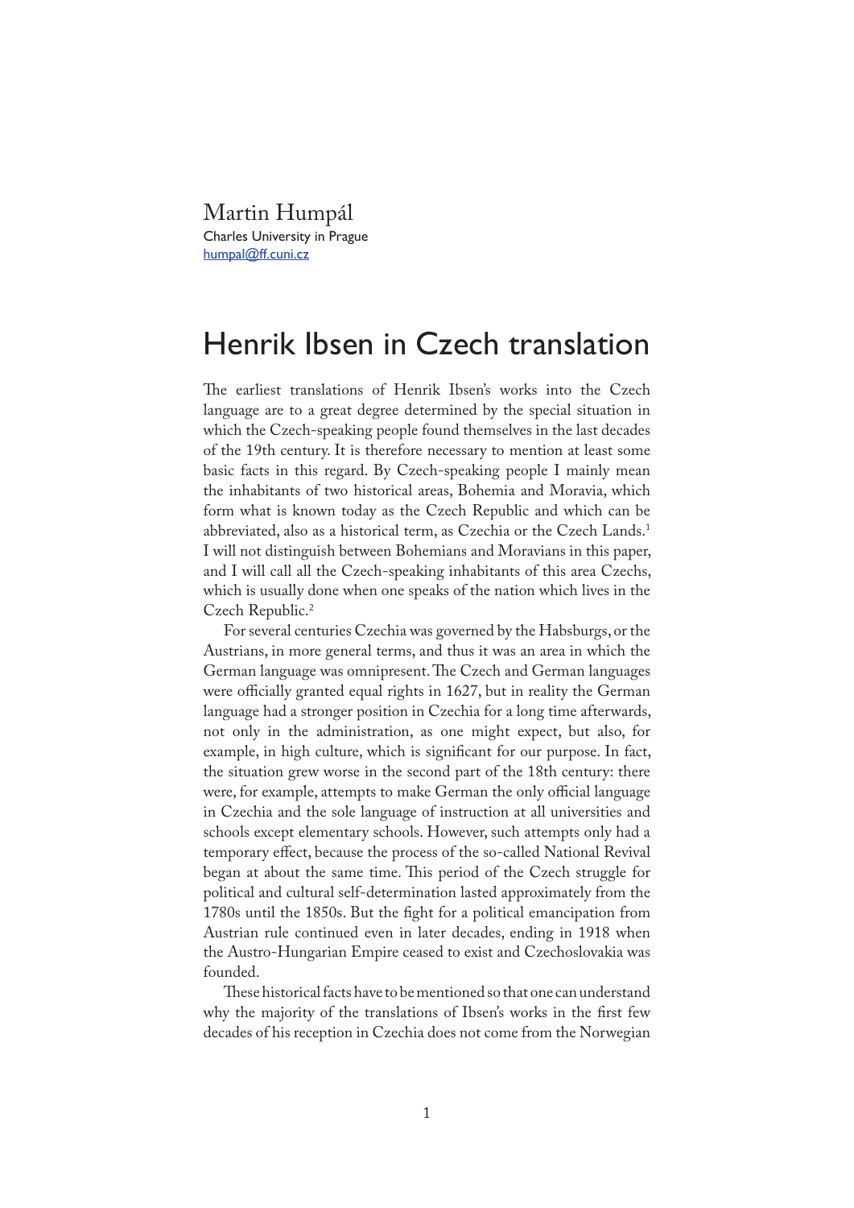Martin Humpál
Charles University in Prague
humpal@ff.cuni.cz

# Henrik Ibsen in Czech translation

The earliest translations of Henrik Ibsen's works into the Czech language are to a great degree determined by the special situation in which the Czech-speaking people found themselves in the last decades of the 19th century. It is therefore necessary to mention at least some basic facts in this regard. By Czech-speaking people I mainly mean the inhabitants of two historical areas, Bohemia and Moravia, which form what is known today as the Czech Republic and which can be abbreviated, also as a historical term, as Czechia or the Czech Lands.[1] I will not distinguish between Bohemians and Moravians in this paper, and I will call all the Czech-speaking inhabitants of this area Czechs, which is usually done when one speaks of the nation which lives in the Czech Republic.[2]

For several centuries Czechia was governed by the Habsburgs, or the Austrians, in more general terms, and thus it was an area in which the German language was omnipresent. The Czech and German languages were officially granted equal rights in 1627, but in reality the German language had a stronger position in Czechia for a long time afterwards, not only in the administration, as one might expect, but also, for example, in high culture, which is significant for our purpose. In fact, the situation grew worse in the second part of the 18th century: there were, for example, attempts to make German the only official language in Czechia and the sole language of instruction at all universities and schools except elementary schools. However, such attempts only had a temporary effect, because the process of the so-called National Revival began at about the same time. This period of the Czech struggle for political and cultural self-determination lasted approximately from the 1780s until the 1850s. But the fight for a political emancipation from Austrian rule continued even in later decades, ending in 1918 when the Austro-Hungarian Empire ceased to exist and Czechoslovakia was founded.

These historical facts have to be mentioned so that one can understand why the majority of the translations of Ibsen's works in the first few decades of his reception in Czechia does not come from the Norwegian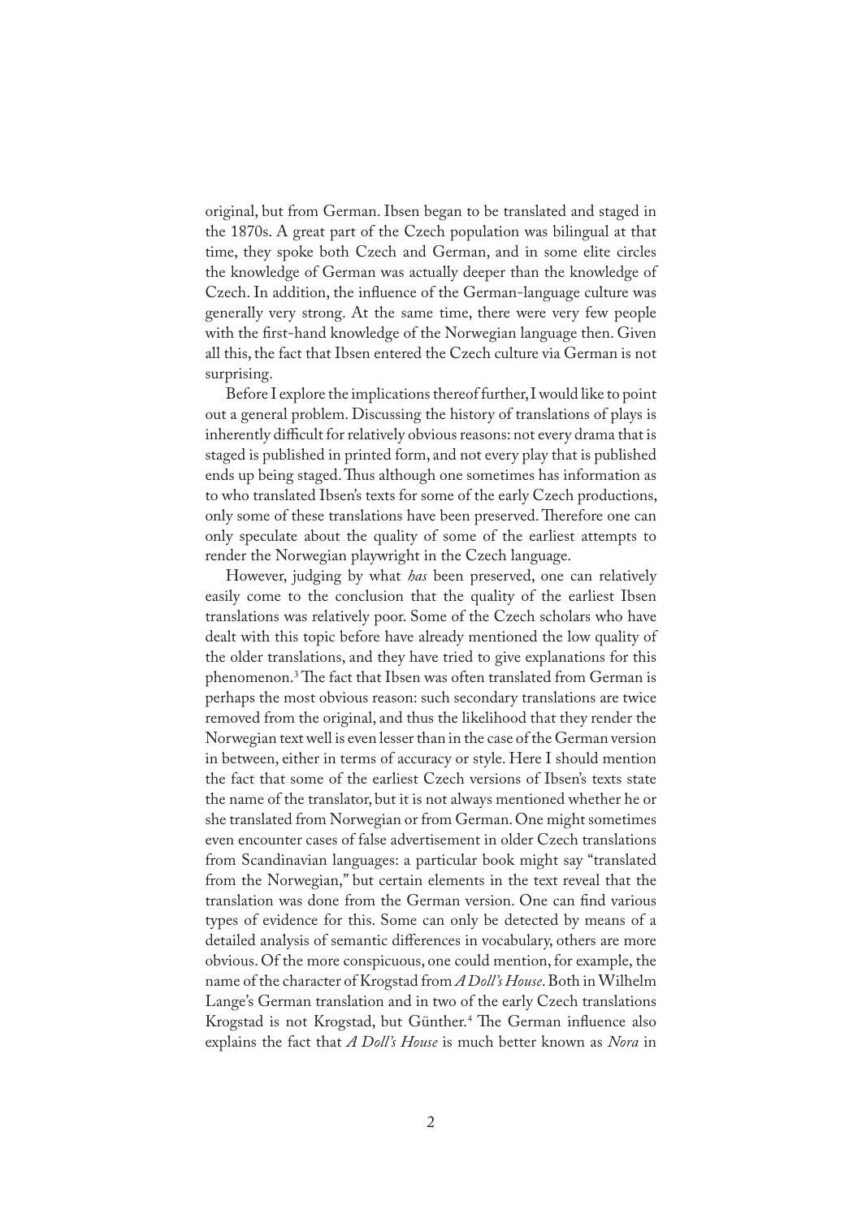original, but from German. Ibsen began to be translated and staged in the 1870s. A great part of the Czech population was bilingual at that time, they spoke both Czech and German, and in some elite circles the knowledge of German was actually deeper than the knowledge of Czech. In addition, the influence of the German-language culture was generally very strong. At the same time, there were very few people with the first-hand knowledge of the Norwegian language then. Given all this, the fact that Ibsen entered the Czech culture via German is not surprising.

Before I explore the implications thereof further, I would like to point out a general problem. Discussing the history of translations of plays is inherently difficult for relatively obvious reasons: not every drama that is staged is published in printed form, and not every play that is published ends up being staged. Thus although one sometimes has information as to who translated Ibsen's texts for some of the early Czech productions, only some of these translations have been preserved. Therefore one can only speculate about the quality of some of the earliest attempts to render the Norwegian playwright in the Czech language.

However, judging by what *has* been preserved, one can relatively easily come to the conclusion that the quality of the earliest Ibsen translations was relatively poor. Some of the Czech scholars who have dealt with this topic before have already mentioned the low quality of the older translations, and they have tried to give explanations for this phenomenon.[3] The fact that Ibsen was often translated from German is perhaps the most obvious reason: such secondary translations are twice removed from the original, and thus the likelihood that they render the Norwegian text well is even lesser than in the case of the German version in between, either in terms of accuracy or style. Here I should mention the fact that some of the earliest Czech versions of Ibsen's texts state the name of the translator, but it is not always mentioned whether he or she translated from Norwegian or from German. One might sometimes even encounter cases of false advertisement in older Czech translations from Scandinavian languages: a particular book might say "translated from the Norwegian," but certain elements in the text reveal that the translation was done from the German version. One can find various types of evidence for this. Some can only be detected by means of a detailed analysis of semantic differences in vocabulary, others are more obvious. Of the more conspicuous, one could mention, for example, the name of the character of Krogstad from *A Doll's House*. Both in Wilhelm Lange's German translation and in two of the early Czech translations Krogstad is not Krogstad, but Günther.[4] The German influence also explains the fact that *A Doll's House* is much better known as *Nora* in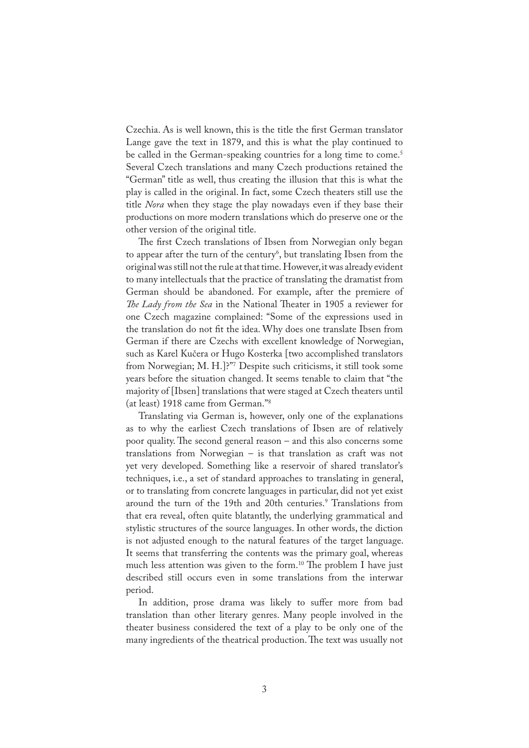Czechia. As is well known, this is the title the first German translator Lange gave the text in 1879, and this is what the play continued to be called in the German-speaking countries for a long time to come.[5] Several Czech translations and many Czech productions retained the "German" title as well, thus creating the illusion that this is what the play is called in the original. In fact, some Czech theaters still use the title *Nora* when they stage the play nowadays even if they base their productions on more modern translations which do preserve one or the other version of the original title.

The first Czech translations of Ibsen from Norwegian only began to appear after the turn of the century[6], but translating Ibsen from the original was still not the rule at that time. However, it was already evident to many intellectuals that the practice of translating the dramatist from German should be abandoned. For example, after the premiere of *The Lady from the Sea* in the National Theater in 1905 a reviewer for one Czech magazine complained: "Some of the expressions used in the translation do not fit the idea. Why does one translate Ibsen from German if there are Czechs with excellent knowledge of Norwegian, such as Karel Kučera or Hugo Kosterka [two accomplished translators from Norwegian; M. H.]?"[7] Despite such criticisms, it still took some years before the situation changed. It seems tenable to claim that "the majority of [Ibsen] translations that were staged at Czech theaters until (at least) 1918 came from German."[8]

Translating via German is, however, only one of the explanations as to why the earliest Czech translations of Ibsen are of relatively poor quality. The second general reason – and this also concerns some translations from Norwegian – is that translation as craft was not yet very developed. Something like a reservoir of shared translator's techniques, i.e., a set of standard approaches to translating in general, or to translating from concrete languages in particular, did not yet exist around the turn of the 19th and 20th centuries.[9] Translations from that era reveal, often quite blatantly, the underlying grammatical and stylistic structures of the source languages. In other words, the diction is not adjusted enough to the natural features of the target language. It seems that transferring the contents was the primary goal, whereas much less attention was given to the form.[10] The problem I have just described still occurs even in some translations from the interwar period.

In addition, prose drama was likely to suffer more from bad translation than other literary genres. Many people involved in the theater business considered the text of a play to be only one of the many ingredients of the theatrical production. The text was usually not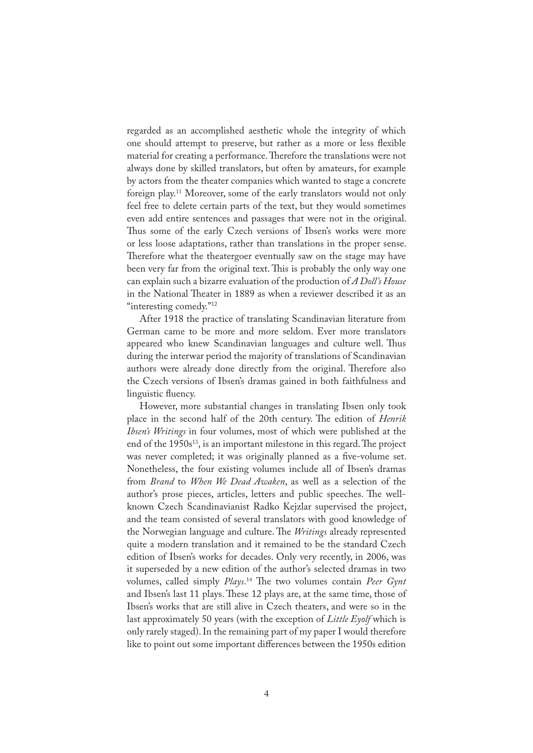regarded as an accomplished aesthetic whole the integrity of which one should attempt to preserve, but rather as a more or less flexible material for creating a performance. Therefore the translations were not always done by skilled translators, but often by amateurs, for example by actors from the theater companies which wanted to stage a concrete foreign play.[11] Moreover, some of the early translators would not only feel free to delete certain parts of the text, but they would sometimes even add entire sentences and passages that were not in the original. Thus some of the early Czech versions of Ibsen's works were more or less loose adaptations, rather than translations in the proper sense. Therefore what the theatergoer eventually saw on the stage may have been very far from the original text. This is probably the only way one can explain such a bizarre evaluation of the production of *A Doll's House* in the National Theater in 1889 as when a reviewer described it as an "interesting comedy."[12]

After 1918 the practice of translating Scandinavian literature from German came to be more and more seldom. Ever more translators appeared who knew Scandinavian languages and culture well. Thus during the interwar period the majority of translations of Scandinavian authors were already done directly from the original. Therefore also the Czech versions of Ibsen's dramas gained in both faithfulness and linguistic fluency.

However, more substantial changes in translating Ibsen only took place in the second half of the 20th century. The edition of *Henrik Ibsen's Writings* in four volumes, most of which were published at the end of the 1950s[13], is an important milestone in this regard. The project was never completed; it was originally planned as a five-volume set. Nonetheless, the four existing volumes include all of Ibsen's dramas from *Brand* to *When We Dead Awaken*, as well as a selection of the author's prose pieces, articles, letters and public speeches. The well-known Czech Scandinavianist Radko Kejzlar supervised the project, and the team consisted of several translators with good knowledge of the Norwegian language and culture. The *Writings* already represented quite a modern translation and it remained to be the standard Czech edition of Ibsen's works for decades. Only very recently, in 2006, was it superseded by a new edition of the author's selected dramas in two volumes, called simply *Plays*.[14] The two volumes contain *Peer Gynt* and Ibsen's last 11 plays. These 12 plays are, at the same time, those of Ibsen's works that are still alive in Czech theaters, and were so in the last approximately 50 years (with the exception of *Little Eyolf* which is only rarely staged). In the remaining part of my paper I would therefore like to point out some important differences between the 1950s edition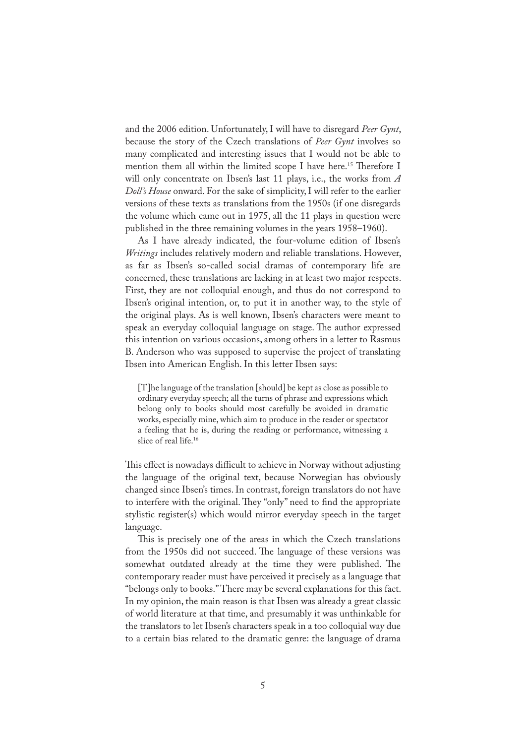and the 2006 edition. Unfortunately, I will have to disregard *Peer Gynt*, because the story of the Czech translations of *Peer Gynt* involves so many complicated and interesting issues that I would not be able to mention them all within the limited scope I have here.[15] Therefore I will only concentrate on Ibsen's last 11 plays, i.e., the works from *A Doll's House* onward. For the sake of simplicity, I will refer to the earlier versions of these texts as translations from the 1950s (if one disregards the volume which came out in 1975, all the 11 plays in question were published in the three remaining volumes in the years 1958–1960).

As I have already indicated, the four-volume edition of Ibsen's *Writings* includes relatively modern and reliable translations. However, as far as Ibsen's so-called social dramas of contemporary life are concerned, these translations are lacking in at least two major respects. First, they are not colloquial enough, and thus do not correspond to Ibsen's original intention, or, to put it in another way, to the style of the original plays. As is well known, Ibsen's characters were meant to speak an everyday colloquial language on stage. The author expressed this intention on various occasions, among others in a letter to Rasmus B. Anderson who was supposed to supervise the project of translating Ibsen into American English. In this letter Ibsen says:

> [T]he language of the translation [should] be kept as close as possible to ordinary everyday speech; all the turns of phrase and expressions which belong only to books should most carefully be avoided in dramatic works, especially mine, which aim to produce in the reader or spectator a feeling that he is, during the reading or performance, witnessing a slice of real life.[16]

This effect is nowadays difficult to achieve in Norway without adjusting the language of the original text, because Norwegian has obviously changed since Ibsen's times. In contrast, foreign translators do not have to interfere with the original. They "only" need to find the appropriate stylistic register(s) which would mirror everyday speech in the target language.

This is precisely one of the areas in which the Czech translations from the 1950s did not succeed. The language of these versions was somewhat outdated already at the time they were published. The contemporary reader must have perceived it precisely as a language that "belongs only to books." There may be several explanations for this fact. In my opinion, the main reason is that Ibsen was already a great classic of world literature at that time, and presumably it was unthinkable for the translators to let Ibsen's characters speak in a too colloquial way due to a certain bias related to the dramatic genre: the language of drama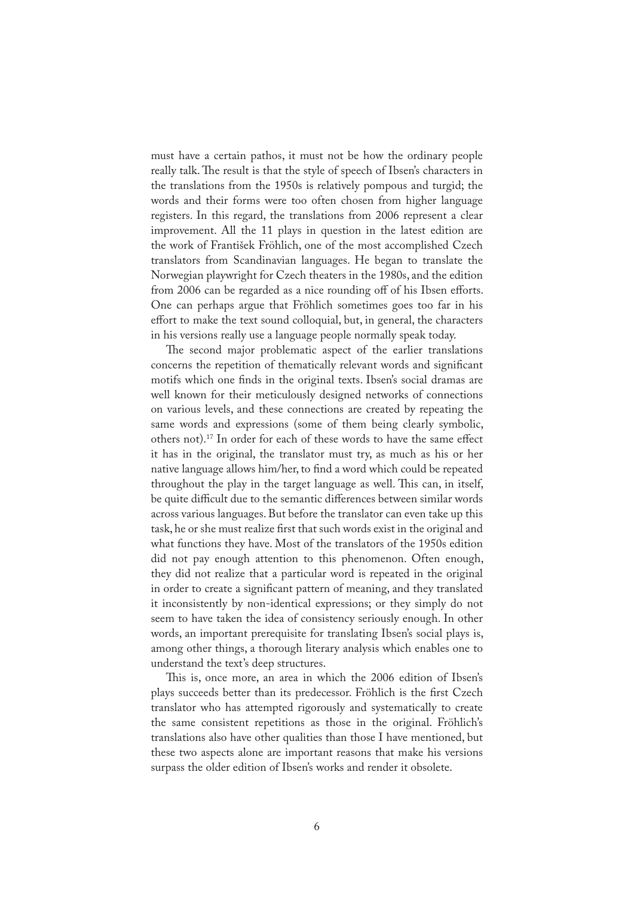must have a certain pathos, it must not be how the ordinary people really talk. The result is that the style of speech of Ibsen's characters in the translations from the 1950s is relatively pompous and turgid; the words and their forms were too often chosen from higher language registers. In this regard, the translations from 2006 represent a clear improvement. All the 11 plays in question in the latest edition are the work of František Fröhlich, one of the most accomplished Czech translators from Scandinavian languages. He began to translate the Norwegian playwright for Czech theaters in the 1980s, and the edition from 2006 can be regarded as a nice rounding off of his Ibsen efforts. One can perhaps argue that Fröhlich sometimes goes too far in his effort to make the text sound colloquial, but, in general, the characters in his versions really use a language people normally speak today.

The second major problematic aspect of the earlier translations concerns the repetition of thematically relevant words and significant motifs which one finds in the original texts. Ibsen's social dramas are well known for their meticulously designed networks of connections on various levels, and these connections are created by repeating the same words and expressions (some of them being clearly symbolic, others not).[17] In order for each of these words to have the same effect it has in the original, the translator must try, as much as his or her native language allows him/her, to find a word which could be repeated throughout the play in the target language as well. This can, in itself, be quite difficult due to the semantic differences between similar words across various languages. But before the translator can even take up this task, he or she must realize first that such words exist in the original and what functions they have. Most of the translators of the 1950s edition did not pay enough attention to this phenomenon. Often enough, they did not realize that a particular word is repeated in the original in order to create a significant pattern of meaning, and they translated it inconsistently by non-identical expressions; or they simply do not seem to have taken the idea of consistency seriously enough. In other words, an important prerequisite for translating Ibsen's social plays is, among other things, a thorough literary analysis which enables one to understand the text's deep structures.

This is, once more, an area in which the 2006 edition of Ibsen's plays succeeds better than its predecessor. Fröhlich is the first Czech translator who has attempted rigorously and systematically to create the same consistent repetitions as those in the original. Fröhlich's translations also have other qualities than those I have mentioned, but these two aspects alone are important reasons that make his versions surpass the older edition of Ibsen's works and render it obsolete.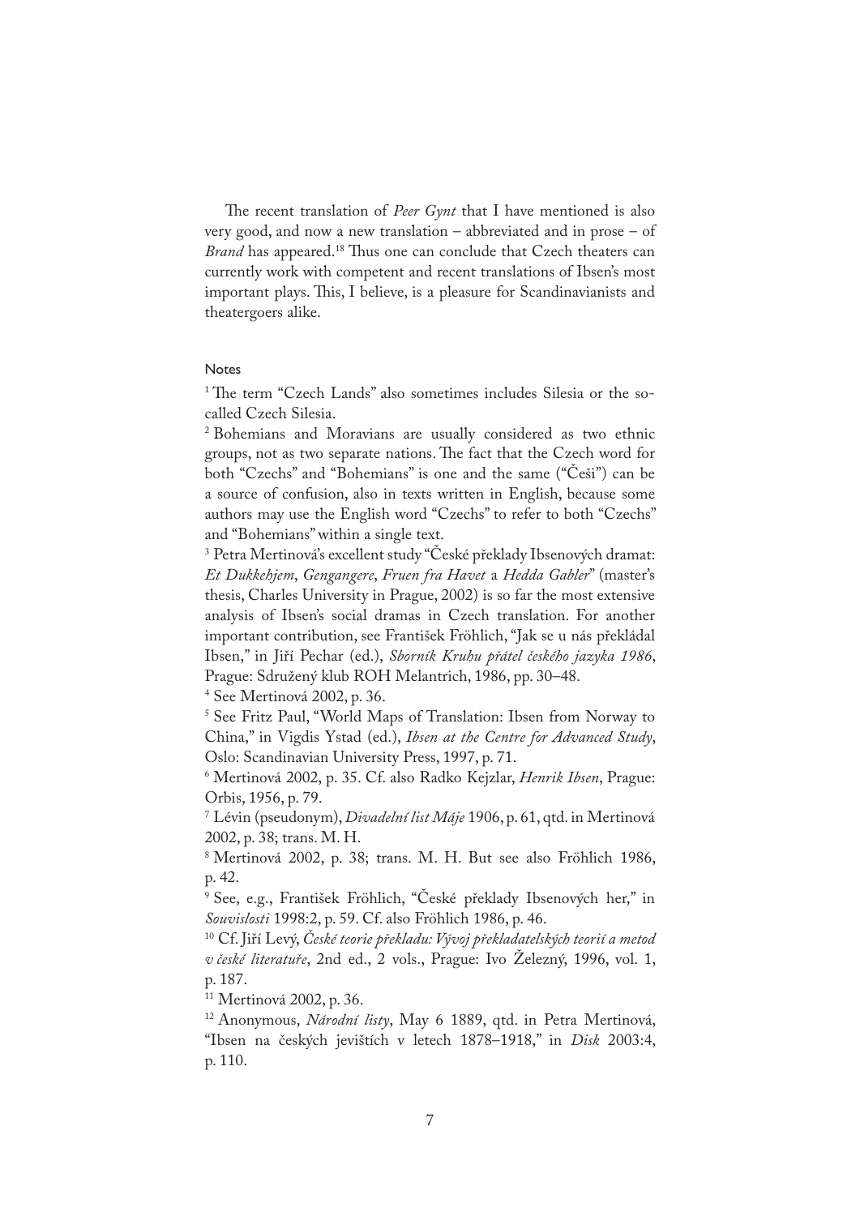The recent translation of *Peer Gynt* that I have mentioned is also very good, and now a new translation – abbreviated and in prose – of *Brand* has appeared.[18] Thus one can conclude that Czech theaters can currently work with competent and recent translations of Ibsen's most important plays. This, I believe, is a pleasure for Scandinavianists and theatergoers alike.

#### Notes

[1] The term "Czech Lands" also sometimes includes Silesia or the so-called Czech Silesia.

[2] Bohemians and Moravians are usually considered as two ethnic groups, not as two separate nations. The fact that the Czech word for both "Czechs" and "Bohemians" is one and the same ("Češi") can be a source of confusion, also in texts written in English, because some authors may use the English word "Czechs" to refer to both "Czechs" and "Bohemians" within a single text.

[3] Petra Mertinová's excellent study "České překlady Ibsenových dramat: *Et Dukkehjem*, *Gengangere*, *Fruen fra Havet* a *Hedda Gabler*" (master's thesis, Charles University in Prague, 2002) is so far the most extensive analysis of Ibsen's social dramas in Czech translation. For another important contribution, see František Fröhlich, "Jak se u nás překládal Ibsen," in Jiří Pechar (ed.), *Sborník Kruhu přátel českého jazyka 1986*, Prague: Sdružený klub ROH Melantrich, 1986, pp. 30–48.

[4] See Mertinová 2002, p. 36.

[5] See Fritz Paul, "World Maps of Translation: Ibsen from Norway to China," in Vigdis Ystad (ed.), *Ibsen at the Centre for Advanced Study*, Oslo: Scandinavian University Press, 1997, p. 71.

[6] Mertinová 2002, p. 35. Cf. also Radko Kejzlar, *Henrik Ibsen*, Prague: Orbis, 1956, p. 79.

[7] Lévin (pseudonym), *Divadelní list Máje* 1906, p. 61, qtd. in Mertinová 2002, p. 38; trans. M. H.

[8] Mertinová 2002, p. 38; trans. M. H. But see also Fröhlich 1986, p. 42.

[9] See, e.g., František Fröhlich, "České překlady Ibsenových her," in *Souvislosti* 1998:2, p. 59. Cf. also Fröhlich 1986, p. 46.

[10] Cf. Jiří Levý, *České teorie překladu: Vývoj překladatelských teorií a metod v české literatuře*, 2nd ed., 2 vols., Prague: Ivo Železný, 1996, vol. 1, p. 187.

[11] Mertinová 2002, p. 36.

[12] Anonymous, *Národní listy*, May 6 1889, qtd. in Petra Mertinová, "Ibsen na českých jevištích v letech 1878–1918," in *Disk* 2003:4, p. 110.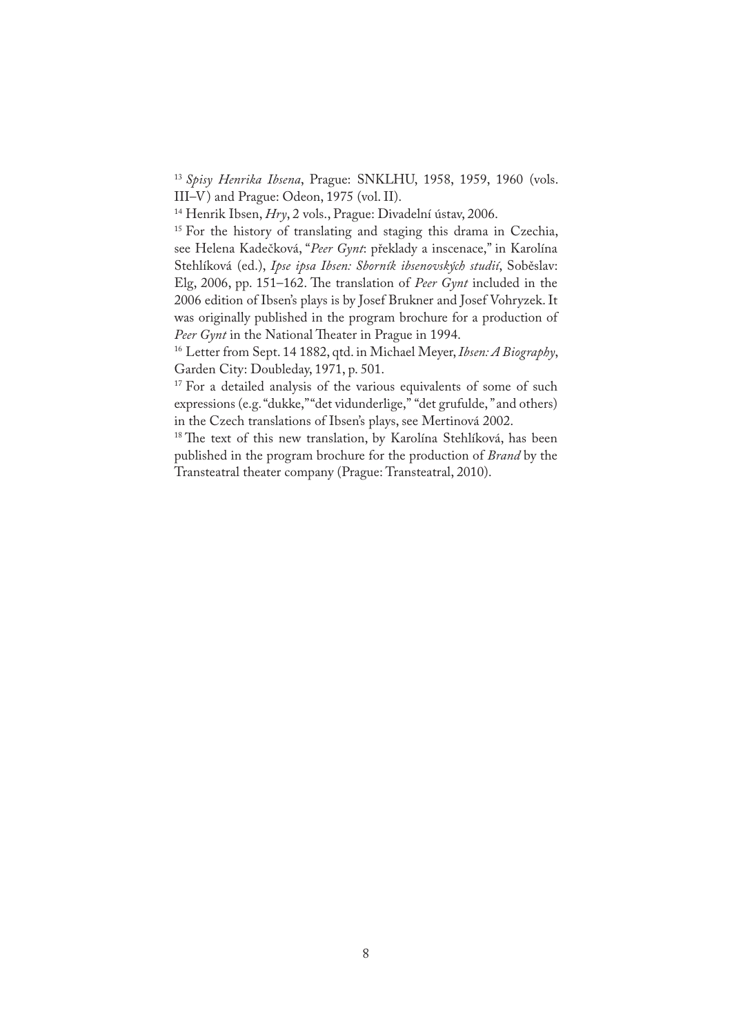[13] *Spisy Henrika Ibsena*, Prague: SNKLHU, 1958, 1959, 1960 (vols. III–V) and Prague: Odeon, 1975 (vol. II).

[14] Henrik Ibsen, *Hry*, 2 vols., Prague: Divadelní ústav, 2006.

[15] For the history of translating and staging this drama in Czechia, see Helena Kadečková, "*Peer Gynt*: překlady a inscenace," in Karolína Stehlíková (ed.), *Ipse ipsa Ibsen: Sborník ibsenovských studií*, Soběslav: Elg, 2006, pp. 151–162. The translation of *Peer Gynt* included in the 2006 edition of Ibsen's plays is by Josef Brukner and Josef Vohryzek. It was originally published in the program brochure for a production of *Peer Gynt* in the National Theater in Prague in 1994.

[16] Letter from Sept. 14 1882, qtd. in Michael Meyer, *Ibsen: A Biography*, Garden City: Doubleday, 1971, p. 501.

[17] For a detailed analysis of the various equivalents of some of such expressions (e.g. "dukke," "det vidunderlige," "det grufulde, " and others) in the Czech translations of Ibsen's plays, see Mertinová 2002.

[18] The text of this new translation, by Karolína Stehlíková, has been published in the program brochure for the production of *Brand* by the Transteatral theater company (Prague: Transteatral, 2010).